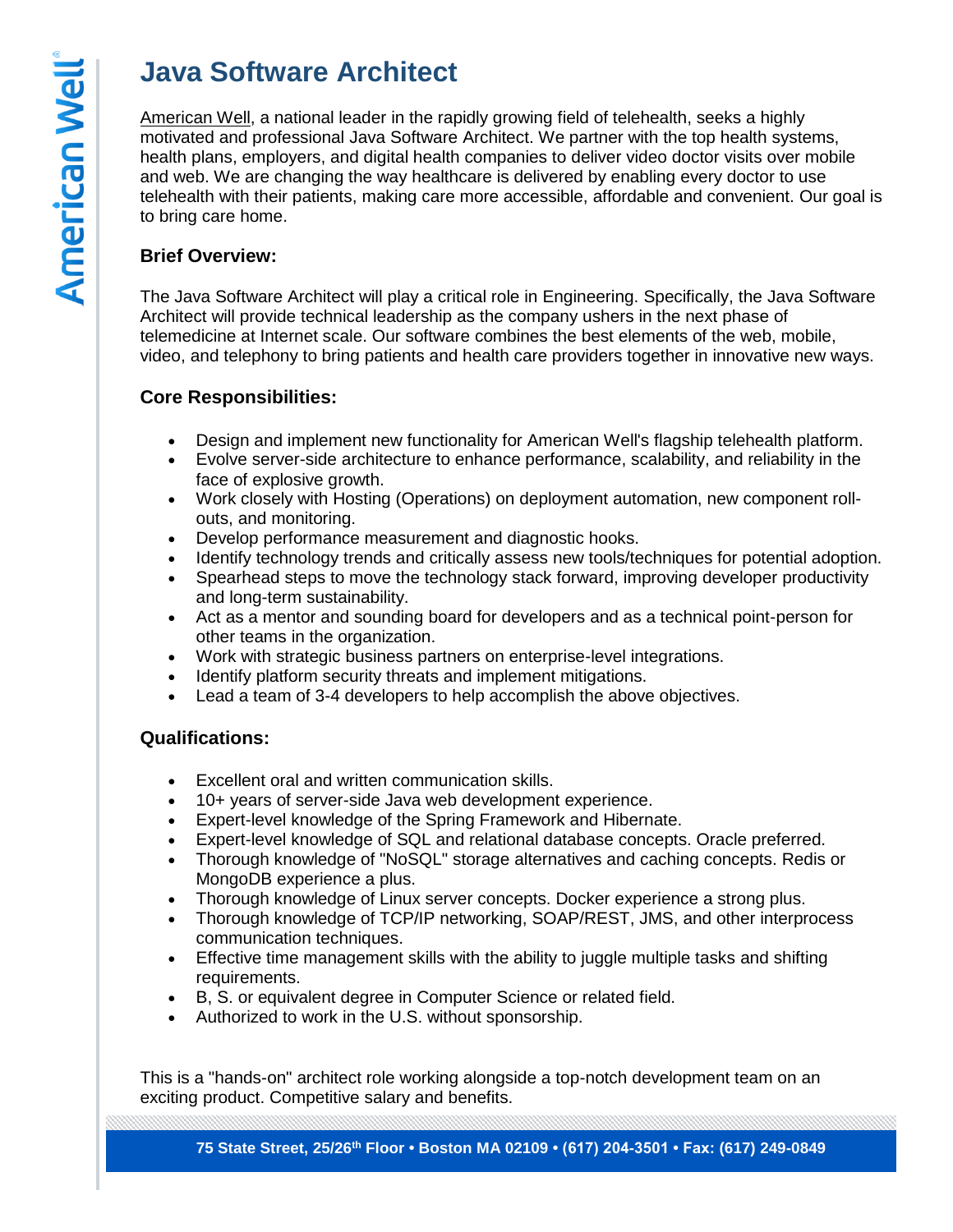# Java Software Architect

American Well, a national leader in the rapidly growing field of telehealth, seeks a highly motivated and professional Java Software Architect. We partner with the top health systems, health plans, employers, and digital health companies to deliver video doctor visits over mobile and web. We are changing the way healthcare is delivered by enabling every doctor to use telehealth with their patients, making care more accessible, affordable and convenient. Our goal is to bring care home.

### Brief Overview:

The Java Software Architect will play a critical role in Engineering. Specifically, the Java Software Architect will provide technical leadership as the company ushers in the next phase of telemedicine at Internet scale. Our software combines the best elements of the web, mobile, video, and telephony to bring patients and health care providers together in innovative new ways.

### Core Responsibilities:

- Design and implement new functionality for American Well's flagship telehealth platform.
- Evolve server-side architecture to enhance performance, scalability, and reliability in the face of explosive growth.
- Work closely with Hosting (Operations) on deployment automation, new component roll-outs, and monitoring.
- Develop performance measurement and diagnostic hooks.
- Identify technology trends and critically assess new tools/techniques for potential adoption.
- Spearhead steps to move the technology stack forward, improving developer productivity and long-term sustainability.
- Act as a mentor and sounding board for developers and as a technical point-person for other teams in the organization.
- Work with strategic business partners on enterprise-level integrations.
- Identify platform security threats and implement mitigations.
- Lead a team of 3-4 developers to help accomplish the above objectives.

### Qualifications:

- Excellent oral and written communication skills.
- 10+ years of server-side Java web development experience.
- Expert-level knowledge of the Spring Framework and Hibernate.
- Expert-level knowledge of SQL and relational database concepts. Oracle preferred.
- Thorough knowledge of "NoSQL" storage alternatives and caching concepts. Redis or MongoDB experience a plus.
- Thorough knowledge of Linux server concepts. Docker experience a strong plus.
- Thorough knowledge of TCP/IP networking, SOAP/REST, JMS, and other interprocess communication techniques.
- Effective time management skills with the ability to juggle multiple tasks and shifting requirements.
- B, S. or equivalent degree in Computer Science or related field.
- Authorized to work in the U.S. without sponsorship.

This is a "hands-on" architect role working alongside a top-notch development team on an exciting product. Competitive salary and benefits.

**75 State Street, 25/26th Floor • Boston MA 02109 • (617) 204-3501 • Fax: (617) 249-0849**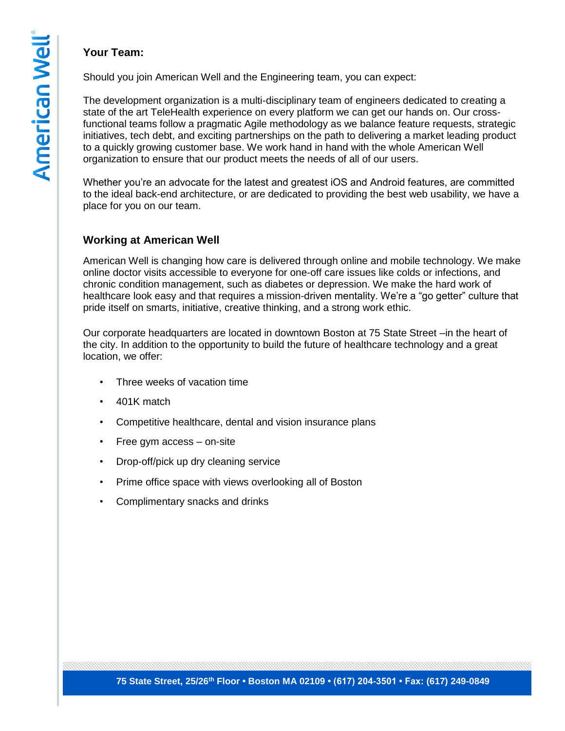## Your Team:

Should you join American Well and the Engineering team, you can expect:

The development organization is a multi-disciplinary team of engineers dedicated to creating a state of the art TeleHealth experience on every platform we can get our hands on. Our cross-functional teams follow a pragmatic Agile methodology as we balance feature requests, strategic initiatives, tech debt, and exciting partnerships on the path to delivering a market leading product to a quickly growing customer base. We work hand in hand with the whole American Well organization to ensure that our product meets the needs of all of our users.

Whether you're an advocate for the latest and greatest iOS and Android features, are committed to the ideal back-end architecture, or are dedicated to providing the best web usability, we have a place for you on our team.

## Working at American Well

American Well is changing how care is delivered through online and mobile technology. We make online doctor visits accessible to everyone for one-off care issues like colds or infections, and chronic condition management, such as diabetes or depression. We make the hard work of healthcare look easy and that requires a mission-driven mentality. We're a "go getter" culture that pride itself on smarts, initiative, creative thinking, and a strong work ethic.

Our corporate headquarters are located in downtown Boston at 75 State Street –in the heart of the city. In addition to the opportunity to build the future of healthcare technology and a great location, we offer:

- Three weeks of vacation time
- 401K match
- Competitive healthcare, dental and vision insurance plans
- Free gym access – on-site
- Drop-off/pick up dry cleaning service
- Prime office space with views overlooking all of Boston
- Complimentary snacks and drinks

**75 State Street, 25/26th Floor • Boston MA 02109 • (617) 204-3501 • Fax: (617) 249-0849**